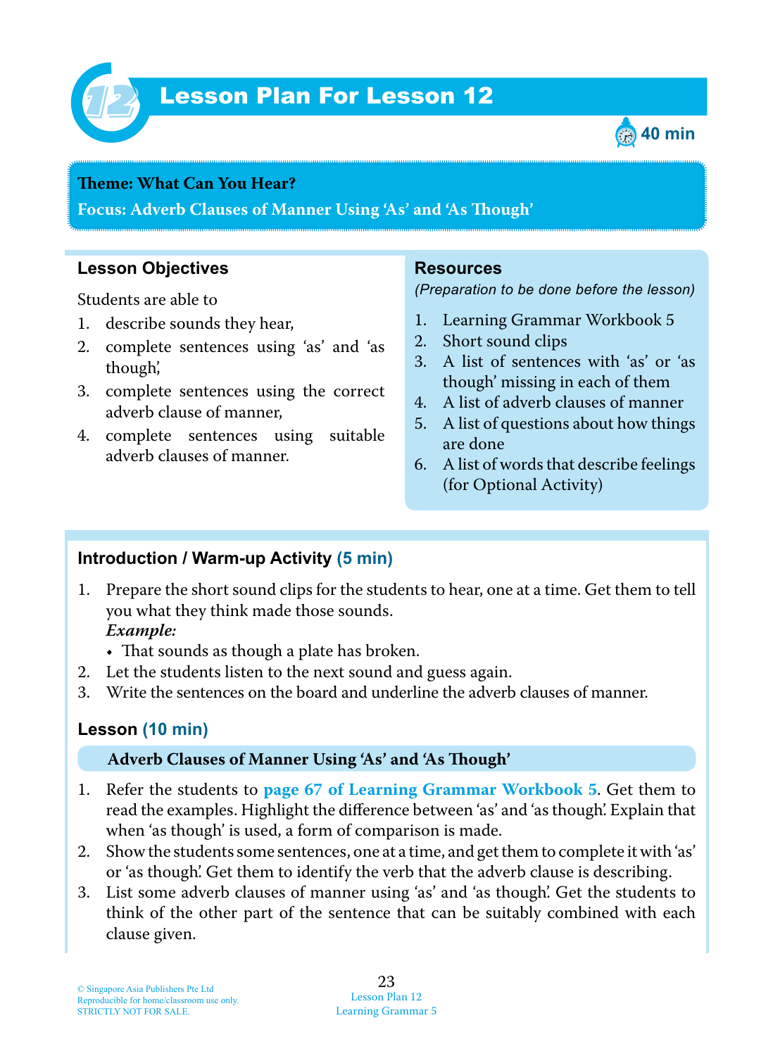# Lesson Plan For Lesson 12

**40 min**

**Theme: What Can You Hear?**

**Focus: Adverb Clauses of Manner Using 'As' and 'As Though'**

## Lesson Objectives

Students are able to

1. describe sounds they hear,
2. complete sentences using 'as' and 'as though',
3. complete sentences using the correct adverb clause of manner,
4. complete sentences using suitable adverb clauses of manner.

## Resources

*(Preparation to be done before the lesson)*

1. Learning Grammar Workbook 5
2. Short sound clips
3. A list of sentences with 'as' or 'as though' missing in each of them
4. A list of adverb clauses of manner
5. A list of questions about how things are done
6. A list of words that describe feelings (for Optional Activity)

## Introduction / Warm-up Activity (5 min)

1. Prepare the short sound clips for the students to hear, one at a time. Get them to tell you what they think made those sounds.
   ***Example:***
   - That sounds as though a plate has broken.
2. Let the students listen to the next sound and guess again.
3. Write the sentences on the board and underline the adverb clauses of manner.

## Lesson (10 min)

### Adverb Clauses of Manner Using 'As' and 'As Though'

1. Refer the students to **page 67 of Learning Grammar Workbook 5**. Get them to read the examples. Highlight the difference between 'as' and 'as though'. Explain that when 'as though' is used, a form of comparison is made.
2. Show the students some sentences, one at a time, and get them to complete it with 'as' or 'as though'. Get them to identify the verb that the adverb clause is describing.
3. List some adverb clauses of manner using 'as' and 'as though'. Get the students to think of the other part of the sentence that can be suitably combined with each clause given.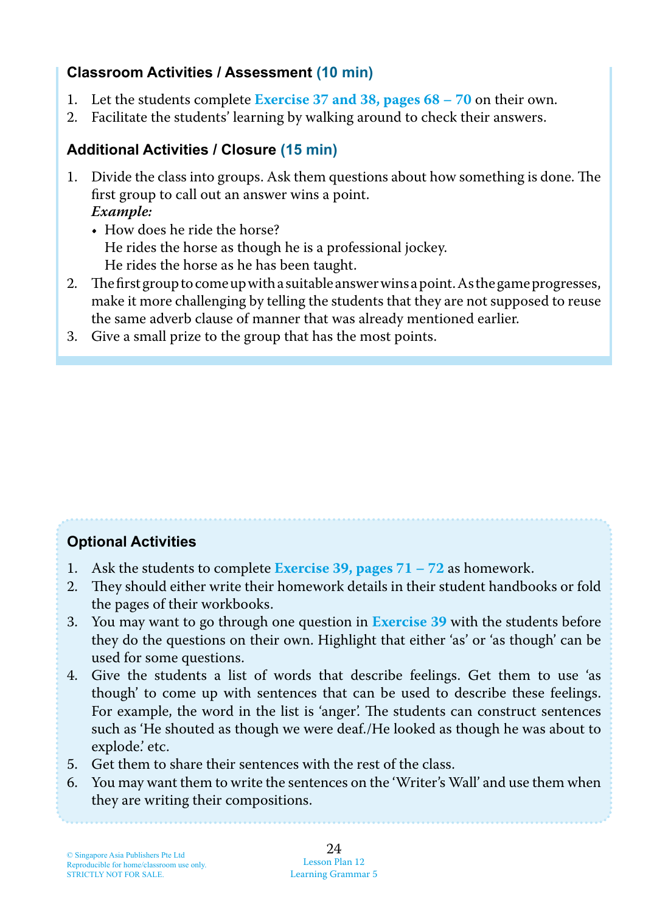### Classroom Activities / Assessment (10 min)

1. Let the students complete **Exercise 37 and 38, pages 68 – 70** on their own.
2. Facilitate the students' learning by walking around to check their answers.

### Additional Activities / Closure (15 min)

1. Divide the class into groups. Ask them questions about how something is done. The first group to call out an answer wins a point.
   ***Example:***
   - How does he ride the horse?
     He rides the horse as though he is a professional jockey.
     He rides the horse as he has been taught.
2. The first group to come up with a suitable answer wins a point. As the game progresses, make it more challenging by telling the students that they are not supposed to reuse the same adverb clause of manner that was already mentioned earlier.
3. Give a small prize to the group that has the most points.

### Optional Activities

1. Ask the students to complete **Exercise 39, pages 71 – 72** as homework.
2. They should either write their homework details in their student handbooks or fold the pages of their workbooks.
3. You may want to go through one question in **Exercise 39** with the students before they do the questions on their own. Highlight that either 'as' or 'as though' can be used for some questions.
4. Give the students a list of words that describe feelings. Get them to use 'as though' to come up with sentences that can be used to describe these feelings. For example, the word in the list is 'anger'. The students can construct sentences such as 'He shouted as though we were deaf./He looked as though he was about to explode.' etc.
5. Get them to share their sentences with the rest of the class.
6. You may want them to write the sentences on the 'Writer's Wall' and use them when they are writing their compositions.

© Singapore Asia Publishers Pte Ltd
Reproducible for home/classroom use only.
STRICTLY NOT FOR SALE.

Lesson Plan 12
Learning Grammar 5